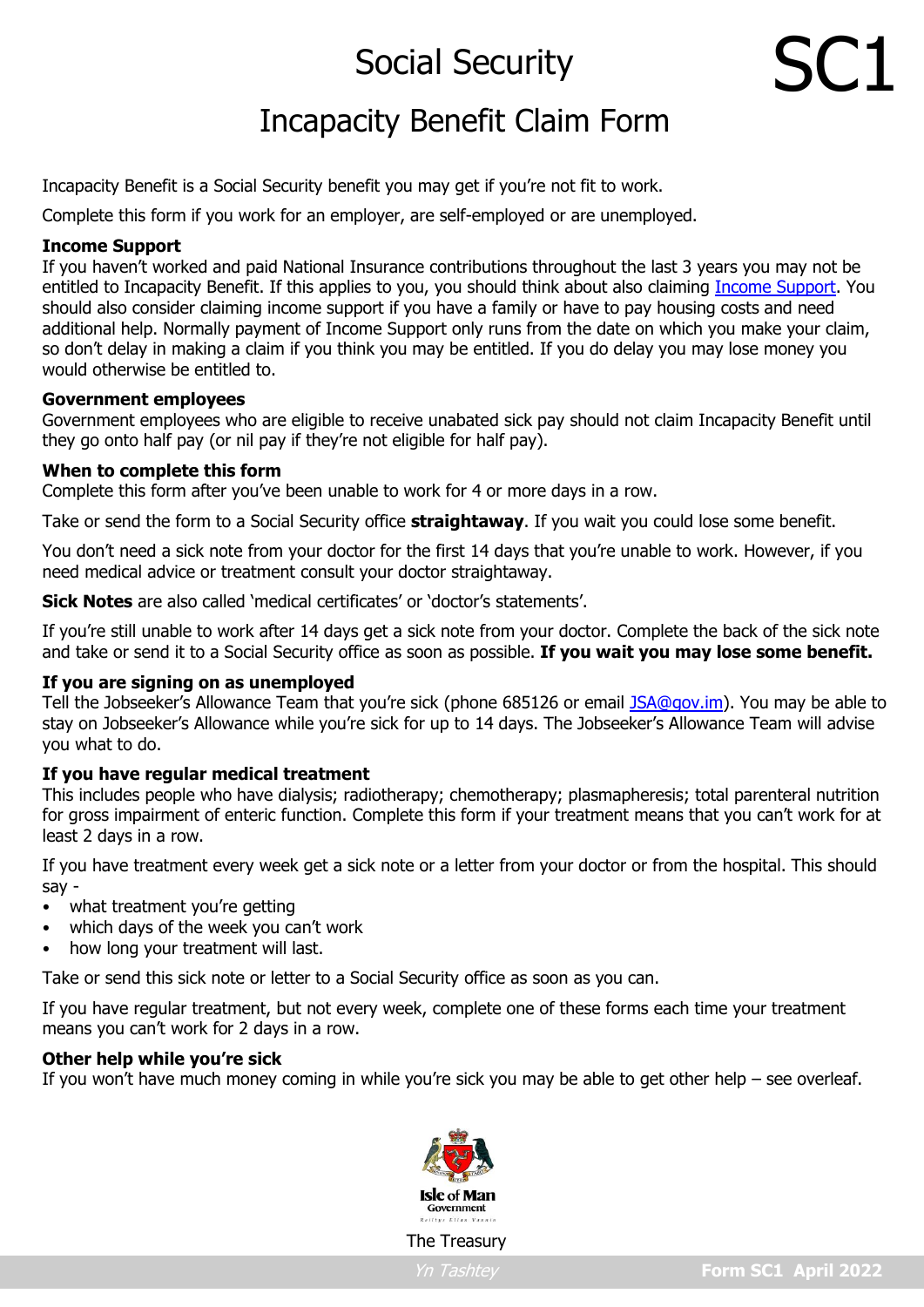# Social Security

# SC1

## Incapacity Benefit Claim Form

Incapacity Benefit is a Social Security benefit you may get if you're not fit to work.

Complete this form if you work for an employer, are self-employed or are unemployed.

**Income Support**
If you haven't worked and paid National Insurance contributions throughout the last 3 years you may not be entitled to Incapacity Benefit. If this applies to you, you should think about also claiming Income Support. You should also consider claiming income support if you have a family or have to pay housing costs and need additional help. Normally payment of Income Support only runs from the date on which you make your claim, so don't delay in making a claim if you think you may be entitled. If you do delay you may lose money you would otherwise be entitled to.

**Government employees**
Government employees who are eligible to receive unabated sick pay should not claim Incapacity Benefit until they go onto half pay (or nil pay if they're not eligible for half pay).

**When to complete this form**
Complete this form after you've been unable to work for 4 or more days in a row.

Take or send the form to a Social Security office **straightaway**. If you wait you could lose some benefit.

You don't need a sick note from your doctor for the first 14 days that you're unable to work. However, if you need medical advice or treatment consult your doctor straightaway.

**Sick Notes** are also called 'medical certificates' or 'doctor's statements'.

If you're still unable to work after 14 days get a sick note from your doctor. Complete the back of the sick note and take or send it to a Social Security office as soon as possible. **If you wait you may lose some benefit.**

**If you are signing on as unemployed**
Tell the Jobseeker's Allowance Team that you're sick (phone 685126 or email JSA@gov.im). You may be able to stay on Jobseeker's Allowance while you're sick for up to 14 days. The Jobseeker's Allowance Team will advise you what to do.

**If you have regular medical treatment**
This includes people who have dialysis; radiotherapy; chemotherapy; plasmapheresis; total parenteral nutrition for gross impairment of enteric function. Complete this form if your treatment means that you can't work for at least 2 days in a row.

If you have treatment every week get a sick note or a letter from your doctor or from the hospital. This should say -

- what treatment you're getting
- which days of the week you can't work
- how long your treatment will last.

Take or send this sick note or letter to a Social Security office as soon as you can.

If you have regular treatment, but not every week, complete one of these forms each time your treatment means you can't work for 2 days in a row.

**Other help while you're sick**
If you won't have much money coming in while you're sick you may be able to get other help – see overleaf.

Isle of Man Government

The Treasury

Yn Tashtey

Form SC1 April 2022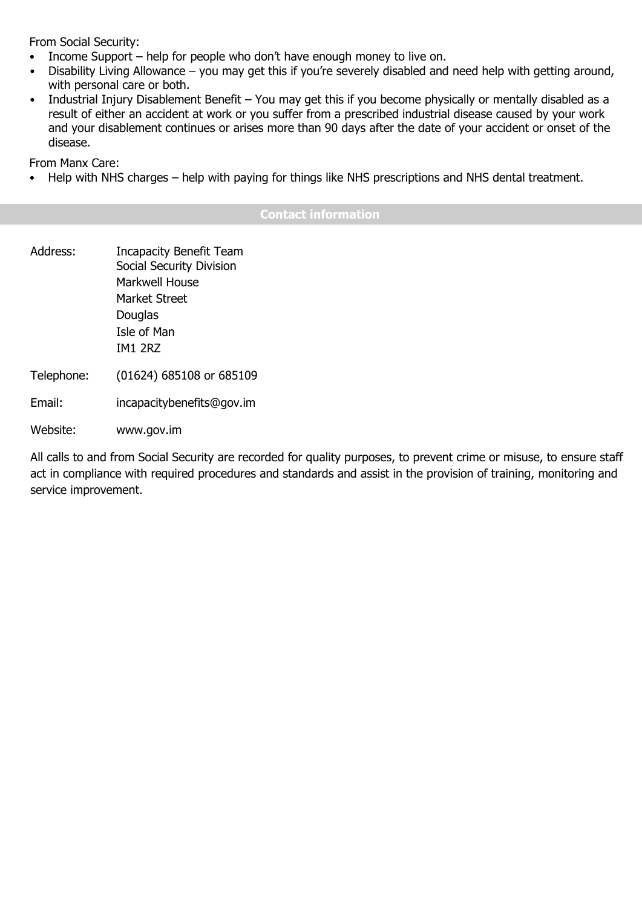From Social Security:

- Income Support – help for people who don't have enough money to live on.
- Disability Living Allowance – you may get this if you're severely disabled and need help with getting around, with personal care or both.
- Industrial Injury Disablement Benefit – You may get this if you become physically or mentally disabled as a result of either an accident at work or you suffer from a prescribed industrial disease caused by your work and your disablement continues or arises more than 90 days after the date of your accident or onset of the disease.

From Manx Care:

- Help with NHS charges – help with paying for things like NHS prescriptions and NHS dental treatment.

## Contact information

Address: Incapacity Benefit Team
Social Security Division
Markwell House
Market Street
Douglas
Isle of Man
IM1 2RZ

Telephone: (01624) 685108 or 685109

Email: incapacitybenefits@gov.im

Website: www.gov.im

All calls to and from Social Security are recorded for quality purposes, to prevent crime or misuse, to ensure staff act in compliance with required procedures and standards and assist in the provision of training, monitoring and service improvement.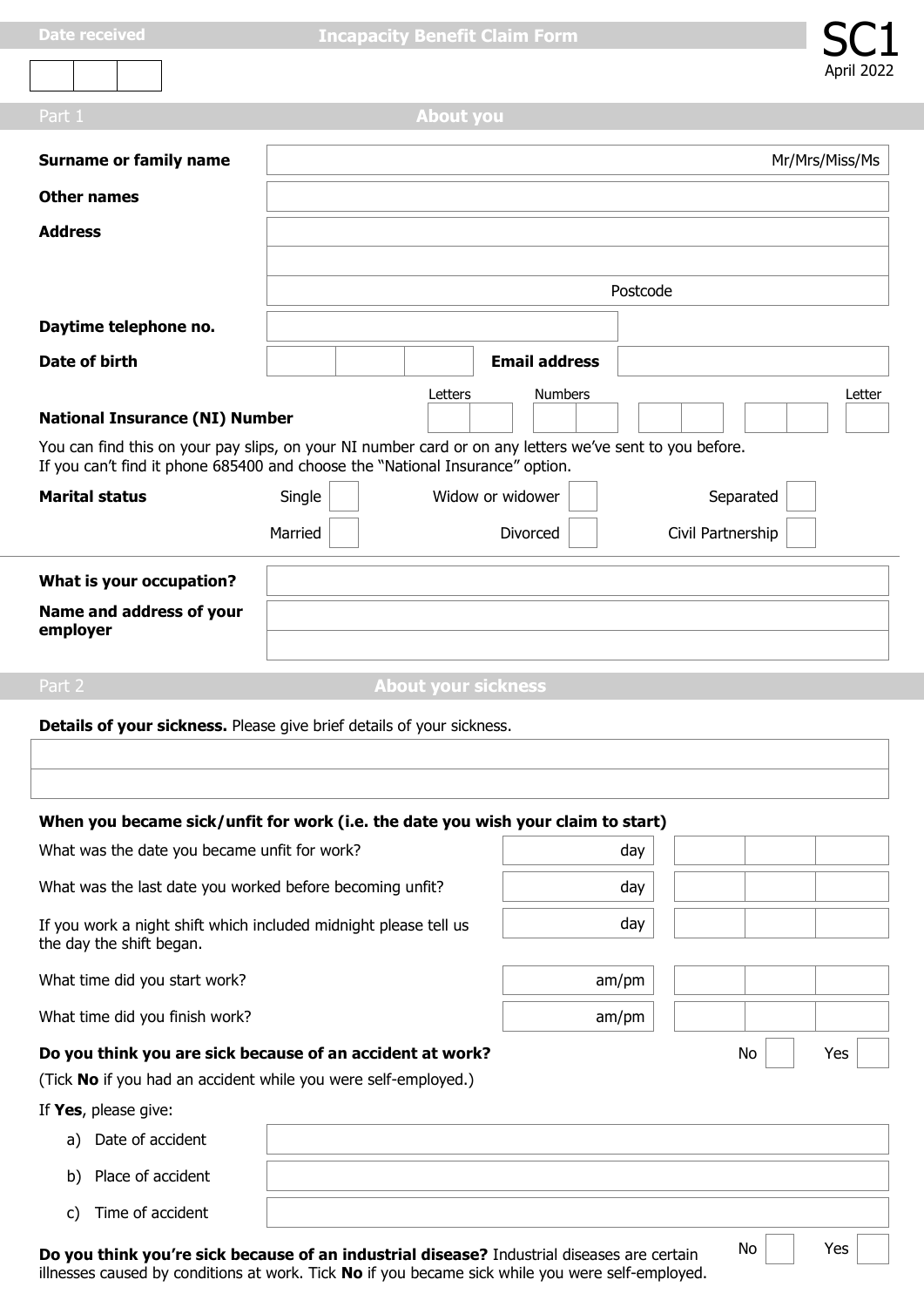| Date received | Incapacity Benefit Claim Form | SC1 April 2022 |
|---|---|---|
| | | |

## Part 1 — About you

| | |
|---|---|
| **Surname or family name** | Mr/Mrs/Miss/Ms |
| **Other names** | |
| **Address** | |
| | |
| | Postcode |
| **Daytime telephone no.** | |
| **Date of birth** | **Email address** |

**National Insurance (NI) Number** Letters | Numbers | Letter

You can find this on your pay slips, on your NI number card or on any letters we've sent to you before. If you can't find it phone 685400 and choose the "National Insurance" option.

**Marital status**

| | | |
|---|---|---|
| Single ☐ | Widow or widower ☐ | Separated ☐ |
| Married ☐ | Divorced ☐ | Civil Partnership ☐ |

| | |
|---|---|
| **What is your occupation?** | |
| **Name and address of your employer** | |

## Part 2 — About your sickness

**Details of your sickness.** Please give brief details of your sickness.

**When you became sick/unfit for work (i.e. the date you wish your claim to start)**

| | | |
|---|---|---|
| What was the date you became unfit for work? | day | |
| What was the last date you worked before becoming unfit? | day | |
| If you work a night shift which included midnight please tell us the day the shift began. | day | |
| What time did you start work? | am/pm | |
| What time did you finish work? | am/pm | |

**Do you think you are sick because of an accident at work?** No ☐ Yes ☐

(Tick **No** if you had an accident while you were self-employed.)

If **Yes**, please give:

a) Date of accident

b) Place of accident

c) Time of accident

**Do you think you're sick because of an industrial disease?** Industrial diseases are certain illnesses caused by conditions at work. Tick **No** if you became sick while you were self-employed. No ☐ Yes ☐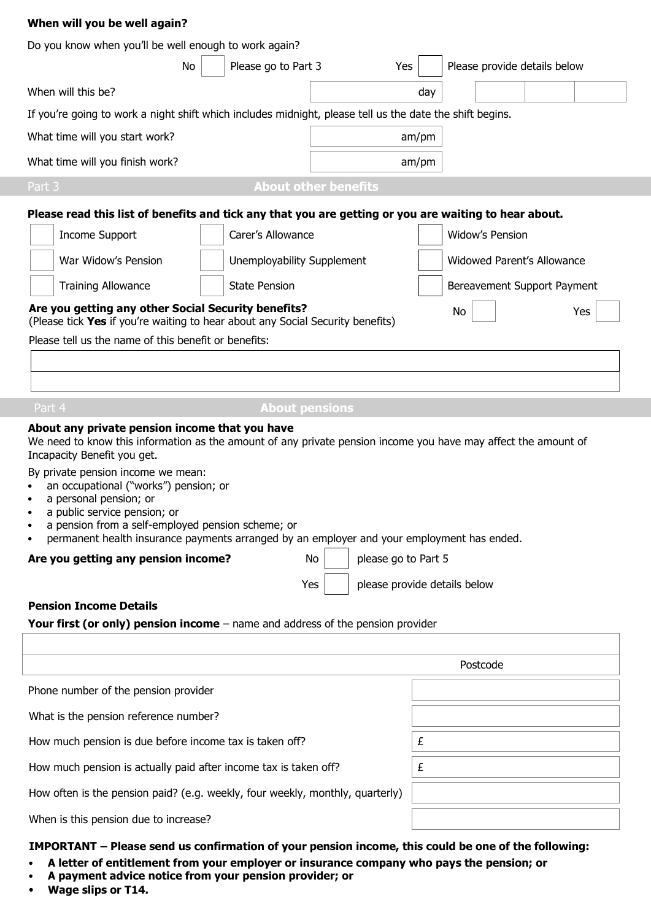**When will you be well again?**

Do you know when you'll be well enough to work again?

No ☐ Please go to Part 3 Yes ☐ Please provide details below

| | |
|---|---|
| When will this be? | day |

If you're going to work a night shift which includes midnight, please tell us the date the shift begins.

| | |
|---|---|
| What time will you start work? | am/pm |
| What time will you finish work? | am/pm |

## Part 3 About other benefits

**Please read this list of benefits and tick any that you are getting or you are waiting to hear about.**

| | | |
|---|---|---|
| ☐ Income Support | ☐ Carer's Allowance | ☐ Widow's Pension |
| ☐ War Widow's Pension | ☐ Unemployability Supplement | ☐ Widowed Parent's Allowance |
| ☐ Training Allowance | ☐ State Pension | ☐ Bereavement Support Payment |

**Are you getting any other Social Security benefits?** No ☐ Yes ☐
(Please tick **Yes** if you're waiting to hear about any Social Security benefits)

Please tell us the name of this benefit or benefits:

## Part 4 About pensions

**About any private pension income that you have**
We need to know this information as the amount of any private pension income you have may affect the amount of Incapacity Benefit you get.

By private pension income we mean:

- an occupational ("works") pension; or
- a personal pension; or
- a public service pension; or
- a pension from a self-employed pension scheme; or
- permanent health insurance payments arranged by an employer and your employment has ended.

**Are you getting any pension income?** No ☐ please go to Part 5

Yes ☐ please provide details below

**Pension Income Details**

**Your first (or only) pension income** – name and address of the pension provider

Postcode

| | |
|---|---|
| Phone number of the pension provider | |
| What is the pension reference number? | |
| How much pension is due before income tax is taken off? | £ |
| How much pension is actually paid after income tax is taken off? | £ |
| How often is the pension paid? (e.g. weekly, four weekly, monthly, quarterly) | |
| When is this pension due to increase? | |

**IMPORTANT – Please send us confirmation of your pension income, this could be one of the following:**

- **A letter of entitlement from your employer or insurance company who pays the pension; or**
- **A payment advice notice from your pension provider; or**
- **Wage slips or T14.**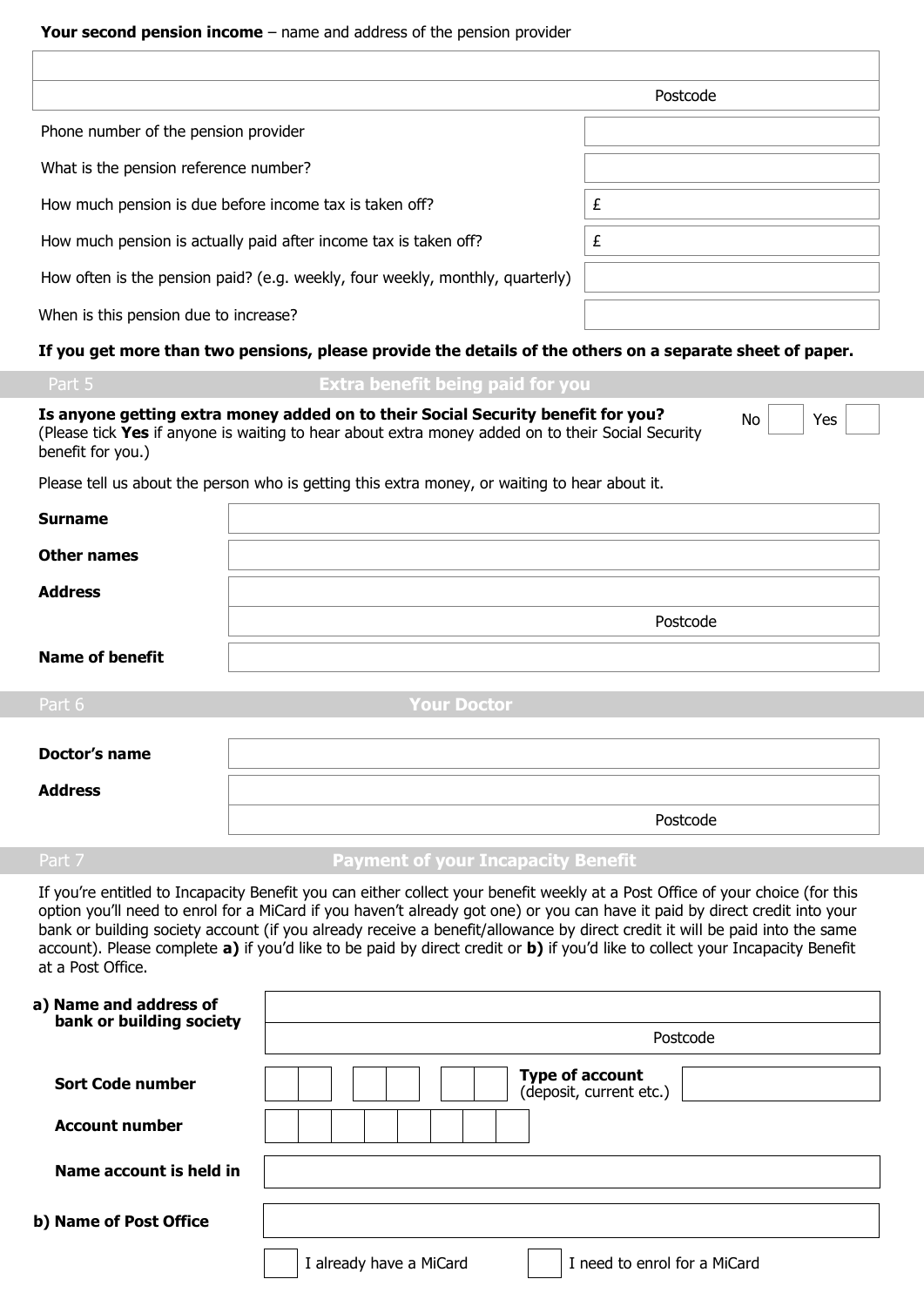**Your second pension income** – name and address of the pension provider

| |
|---|
| |
| Postcode |

| | |
|---|---|
| Phone number of the pension provider | |
| What is the pension reference number? | |
| How much pension is due before income tax is taken off? | £ |
| How much pension is actually paid after income tax is taken off? | £ |
| How often is the pension paid? (e.g. weekly, four weekly, monthly, quarterly) | |
| When is this pension due to increase? | |

**If you get more than two pensions, please provide the details of the others on a separate sheet of paper.**

## Part 5 Extra benefit being paid for you

**Is anyone getting extra money added on to their Social Security benefit for you?** No ☐ Yes ☐
(Please tick **Yes** if anyone is waiting to hear about extra money added on to their Social Security benefit for you.)

Please tell us about the person who is getting this extra money, or waiting to hear about it.

| | |
|---|---|
| **Surname** | |
| **Other names** | |
| **Address** | |
| | Postcode |
| **Name of benefit** | |

## Part 6 Your Doctor

| | |
|---|---|
| **Doctor's name** | |
| **Address** | |
| | Postcode |

## Part 7 Payment of your Incapacity Benefit

If you're entitled to Incapacity Benefit you can either collect your benefit weekly at a Post Office of your choice (for this option you'll need to enrol for a MiCard if you haven't already got one) or you can have it paid by direct credit into your bank or building society account (if you already receive a benefit/allowance by direct credit it will be paid into the same account). Please complete **a)** if you'd like to be paid by direct credit or **b)** if you'd like to collect your Incapacity Benefit at a Post Office.

| | |
|---|---|
| **a) Name and address of bank or building society** | |
| | Postcode |
| **Sort Code number** | ☐☐ ☐☐ ☐☐ **Type of account** (deposit, current etc.) |
| **Account number** | ☐☐☐☐☐☐☐☐ |
| **Name account is held in** | |
| **b) Name of Post Office** | |

☐ I already have a MiCard ☐ I need to enrol for a MiCard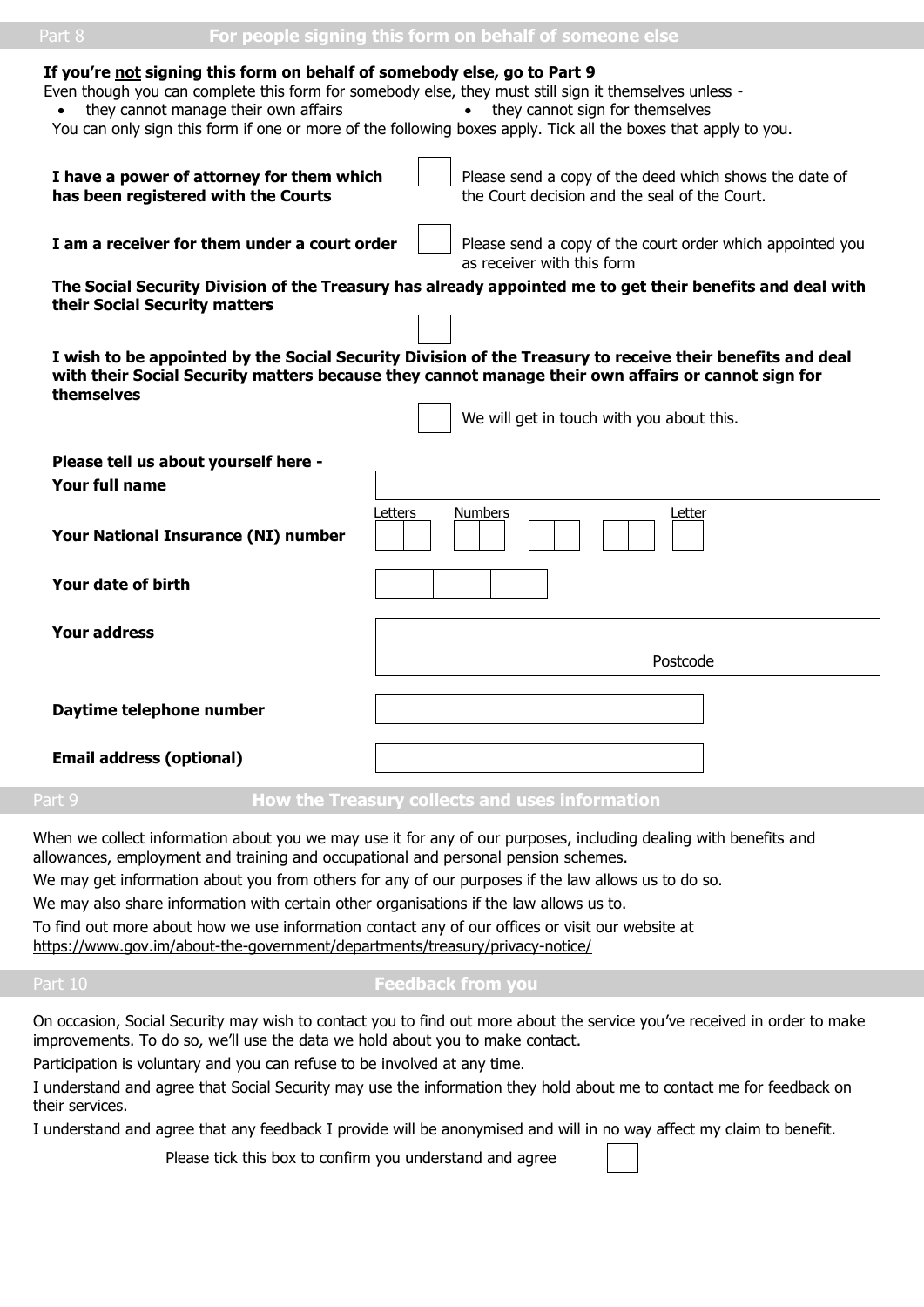## Part 8 For people signing this form on behalf of someone else

**If you're not signing this form on behalf of somebody else, go to Part 9**

Even though you can complete this form for somebody else, they must still sign it themselves unless -

- they cannot manage their own affairs
- they cannot sign for themselves

You can only sign this form if one or more of the following boxes apply. Tick all the boxes that apply to you.

**I have a power of attorney for them which has been registered with the Courts** ☐ Please send a copy of the deed which shows the date of the Court decision and the seal of the Court.

**I am a receiver for them under a court order** ☐ Please send a copy of the court order which appointed you as receiver with this form

**The Social Security Division of the Treasury has already appointed me to get their benefits and deal with their Social Security matters** ☐

**I wish to be appointed by the Social Security Division of the Treasury to receive their benefits and deal with their Social Security matters because they cannot manage their own affairs or cannot sign for themselves** ☐ We will get in touch with you about this.

**Please tell us about yourself here -**

| | |
|---|---|
| **Your full name** | |
| **Your National Insurance (NI) number** | Letters ☐☐ Numbers ☐☐ ☐☐ ☐☐ Letter ☐ |
| **Your date of birth** | ☐ ☐ ☐ |
| **Your address** | |
| | Postcode |
| **Daytime telephone number** | |
| **Email address (optional)** | |

## Part 9 How the Treasury collects and uses information

When we collect information about you we may use it for any of our purposes, including dealing with benefits and allowances, employment and training and occupational and personal pension schemes.

We may get information about you from others for any of our purposes if the law allows us to do so.

We may also share information with certain other organisations if the law allows us to.

To find out more about how we use information contact any of our offices or visit our website at https://www.gov.im/about-the-government/departments/treasury/privacy-notice/

## Part 10 Feedback from you

On occasion, Social Security may wish to contact you to find out more about the service you've received in order to make improvements. To do so, we'll use the data we hold about you to make contact.

Participation is voluntary and you can refuse to be involved at any time.

I understand and agree that Social Security may use the information they hold about me to contact me for feedback on their services.

I understand and agree that any feedback I provide will be anonymised and will in no way affect my claim to benefit.

Please tick this box to confirm you understand and agree ☐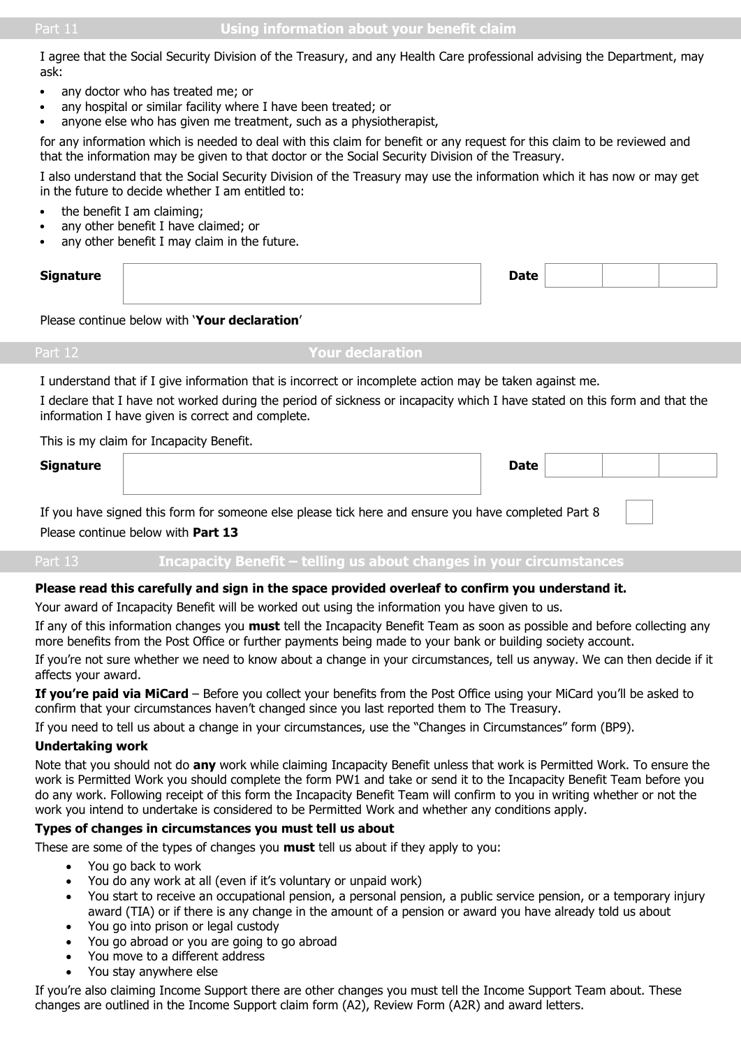## Part 11 Using information about your benefit claim

I agree that the Social Security Division of the Treasury, and any Health Care professional advising the Department, may ask:

- any doctor who has treated me; or
- any hospital or similar facility where I have been treated; or
- anyone else who has given me treatment, such as a physiotherapist,

for any information which is needed to deal with this claim for benefit or any request for this claim to be reviewed and that the information may be given to that doctor or the Social Security Division of the Treasury.

I also understand that the Social Security Division of the Treasury may use the information which it has now or may get in the future to decide whether I am entitled to:

- the benefit I am claiming;
- any other benefit I have claimed; or
- any other benefit I may claim in the future.

**Signature** ______________________ **Date** ____ ____ ____

Please continue below with '**Your declaration**'

## Part 12 Your declaration

I understand that if I give information that is incorrect or incomplete action may be taken against me.

I declare that I have not worked during the period of sickness or incapacity which I have stated on this form and that the information I have given is correct and complete.

This is my claim for Incapacity Benefit.

**Signature** ______________________ **Date** ____ ____ ____

If you have signed this form for someone else please tick here and ensure you have completed Part 8 ☐

Please continue below with **Part 13**

## Part 13 Incapacity Benefit – telling us about changes in your circumstances

**Please read this carefully and sign in the space provided overleaf to confirm you understand it.**

Your award of Incapacity Benefit will be worked out using the information you have given to us.

If any of this information changes you **must** tell the Incapacity Benefit Team as soon as possible and before collecting any more benefits from the Post Office or further payments being made to your bank or building society account.

If you're not sure whether we need to know about a change in your circumstances, tell us anyway. We can then decide if it affects your award.

**If you're paid via MiCard** – Before you collect your benefits from the Post Office using your MiCard you'll be asked to confirm that your circumstances haven't changed since you last reported them to The Treasury.

If you need to tell us about a change in your circumstances, use the "Changes in Circumstances" form (BP9).

### Undertaking work

Note that you should not do **any** work while claiming Incapacity Benefit unless that work is Permitted Work. To ensure the work is Permitted Work you should complete the form PW1 and take or send it to the Incapacity Benefit Team before you do any work. Following receipt of this form the Incapacity Benefit Team will confirm to you in writing whether or not the work you intend to undertake is considered to be Permitted Work and whether any conditions apply.

### Types of changes in circumstances you must tell us about

These are some of the types of changes you **must** tell us about if they apply to you:

- You go back to work
- You do any work at all (even if it's voluntary or unpaid work)
- You start to receive an occupational pension, a personal pension, a public service pension, or a temporary injury award (TIA) or if there is any change in the amount of a pension or award you have already told us about
- You go into prison or legal custody
- You go abroad or you are going to go abroad
- You move to a different address
- You stay anywhere else

If you're also claiming Income Support there are other changes you must tell the Income Support Team about. These changes are outlined in the Income Support claim form (A2), Review Form (A2R) and award letters.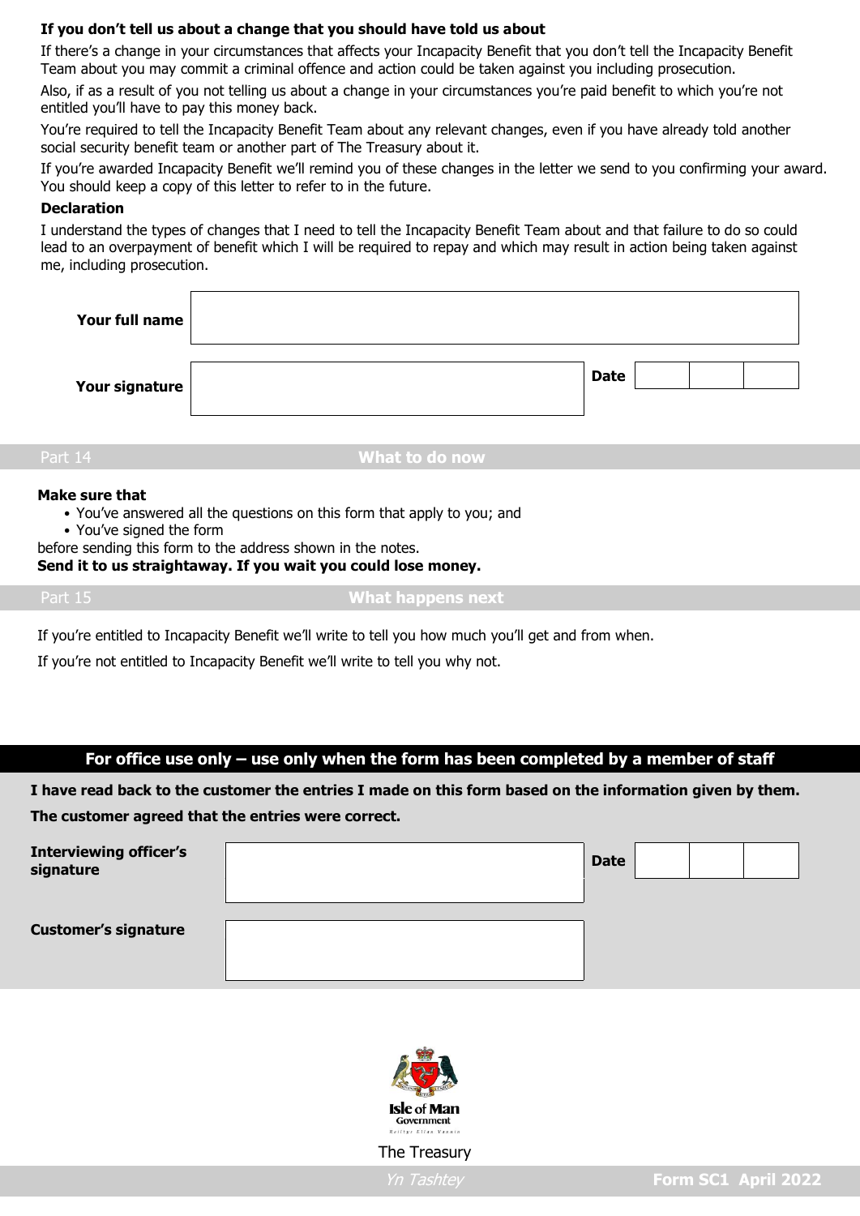**If you don't tell us about a change that you should have told us about**

If there's a change in your circumstances that affects your Incapacity Benefit that you don't tell the Incapacity Benefit Team about you may commit a criminal offence and action could be taken against you including prosecution.

Also, if as a result of you not telling us about a change in your circumstances you're paid benefit to which you're not entitled you'll have to pay this money back.

You're required to tell the Incapacity Benefit Team about any relevant changes, even if you have already told another social security benefit team or another part of The Treasury about it.

If you're awarded Incapacity Benefit we'll remind you of these changes in the letter we send to you confirming your award. You should keep a copy of this letter to refer to in the future.

**Declaration**

I understand the types of changes that I need to tell the Incapacity Benefit Team about and that failure to do so could lead to an overpayment of benefit which I will be required to repay and which may result in action being taken against me, including prosecution.

**Your full name**

**Your signature** **Date**

## Part 14 What to do now

**Make sure that**

- You've answered all the questions on this form that apply to you; and
- You've signed the form

before sending this form to the address shown in the notes.

**Send it to us straightaway. If you wait you could lose money.**

## Part 15 What happens next

If you're entitled to Incapacity Benefit we'll write to tell you how much you'll get and from when.

If you're not entitled to Incapacity Benefit we'll write to tell you why not.

### For office use only – use only when the form has been completed by a member of staff

**I have read back to the customer the entries I made on this form based on the information given by them.**

**The customer agreed that the entries were correct.**

**Interviewing officer's signature** **Date**

**Customer's signature**

Isle of Man Government
Reiltys Ellan Vannin

The Treasury

Yn Tashtey

**Form SC1 April 2022**